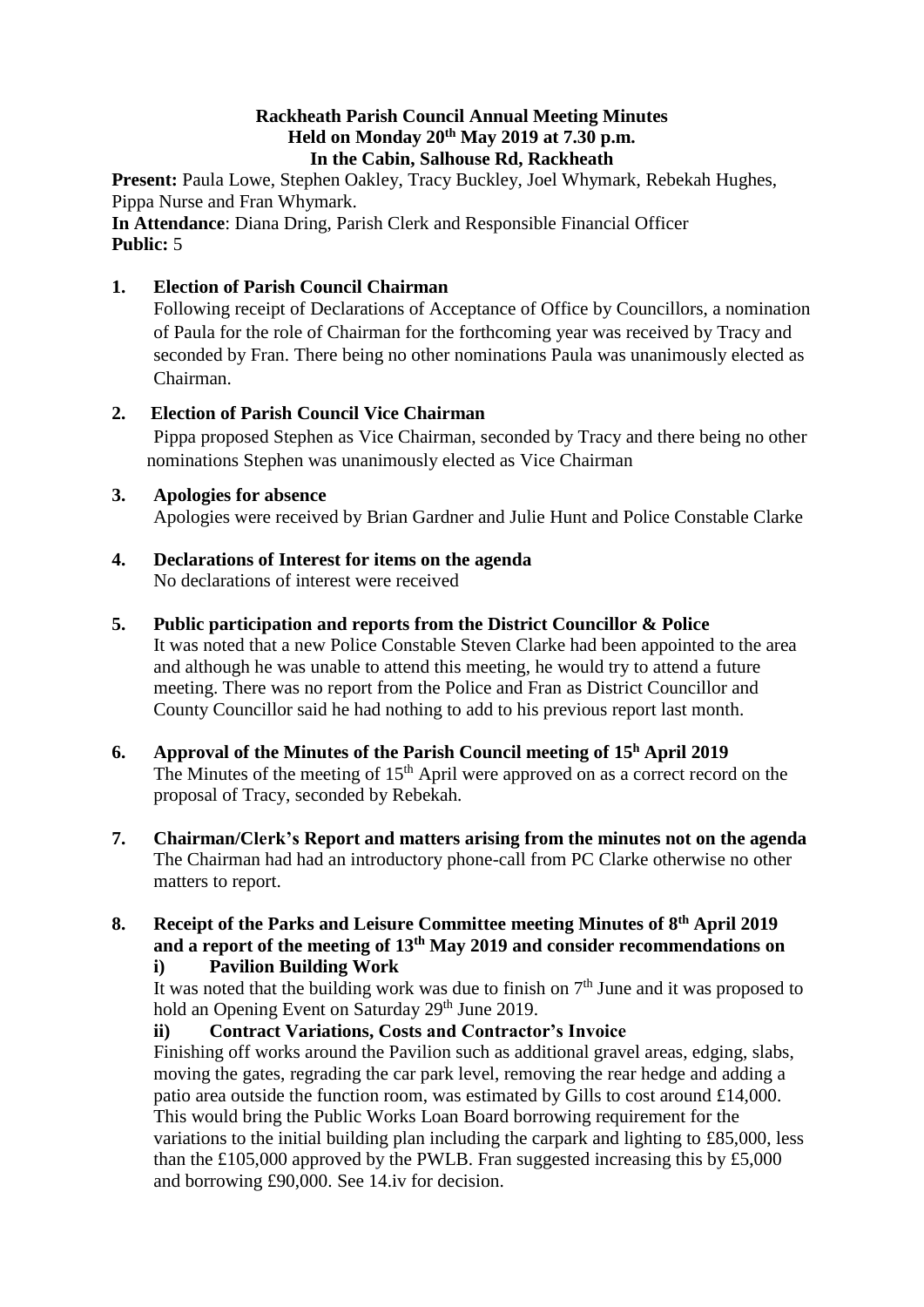**Rackheath Parish Council Annual Meeting Minutes**
**Held on Monday 20th May 2019 at 7.30 p.m.**
**In the Cabin, Salhouse Rd, Rackheath**

**Present:** Paula Lowe, Stephen Oakley, Tracy Buckley, Joel Whymark, Rebekah Hughes, Pippa Nurse and Fran Whymark.
**In Attendance**: Diana Dring, Parish Clerk and Responsible Financial Officer
**Public:** 5

1. **Election of Parish Council Chairman**
   Following receipt of Declarations of Acceptance of Office by Councillors, a nomination of Paula for the role of Chairman for the forthcoming year was received by Tracy and seconded by Fran. There being no other nominations Paula was unanimously elected as Chairman.

2. **Election of Parish Council Vice Chairman**
   Pippa proposed Stephen as Vice Chairman, seconded by Tracy and there being no other nominations Stephen was unanimously elected as Vice Chairman

3. **Apologies for absence**
   Apologies were received by Brian Gardner and Julie Hunt and Police Constable Clarke

4. **Declarations of Interest for items on the agenda**
   No declarations of interest were received

5. **Public participation and reports from the District Councillor & Police**
   It was noted that a new Police Constable Steven Clarke had been appointed to the area and although he was unable to attend this meeting, he would try to attend a future meeting. There was no report from the Police and Fran as District Councillor and County Councillor said he had nothing to add to his previous report last month.

6. **Approval of the Minutes of the Parish Council meeting of 15h April 2019**
   The Minutes of the meeting of 15th April were approved on as a correct record on the proposal of Tracy, seconded by Rebekah.

7. **Chairman/Clerk's Report and matters arising from the minutes not on the agenda**
   The Chairman had had an introductory phone-call from PC Clarke otherwise no other matters to report.

8. **Receipt of the Parks and Leisure Committee meeting Minutes of 8th April 2019 and a report of the meeting of 13th May 2019 and consider recommendations on**
   **i) Pavilion Building Work**
   It was noted that the building work was due to finish on 7th June and it was proposed to hold an Opening Event on Saturday 29th June 2019.
   **ii) Contract Variations, Costs and Contractor's Invoice**
   Finishing off works around the Pavilion such as additional gravel areas, edging, slabs, moving the gates, regrading the car park level, removing the rear hedge and adding a patio area outside the function room, was estimated by Gills to cost around £14,000. This would bring the Public Works Loan Board borrowing requirement for the variations to the initial building plan including the carpark and lighting to £85,000, less than the £105,000 approved by the PWLB. Fran suggested increasing this by £5,000 and borrowing £90,000. See 14.iv for decision.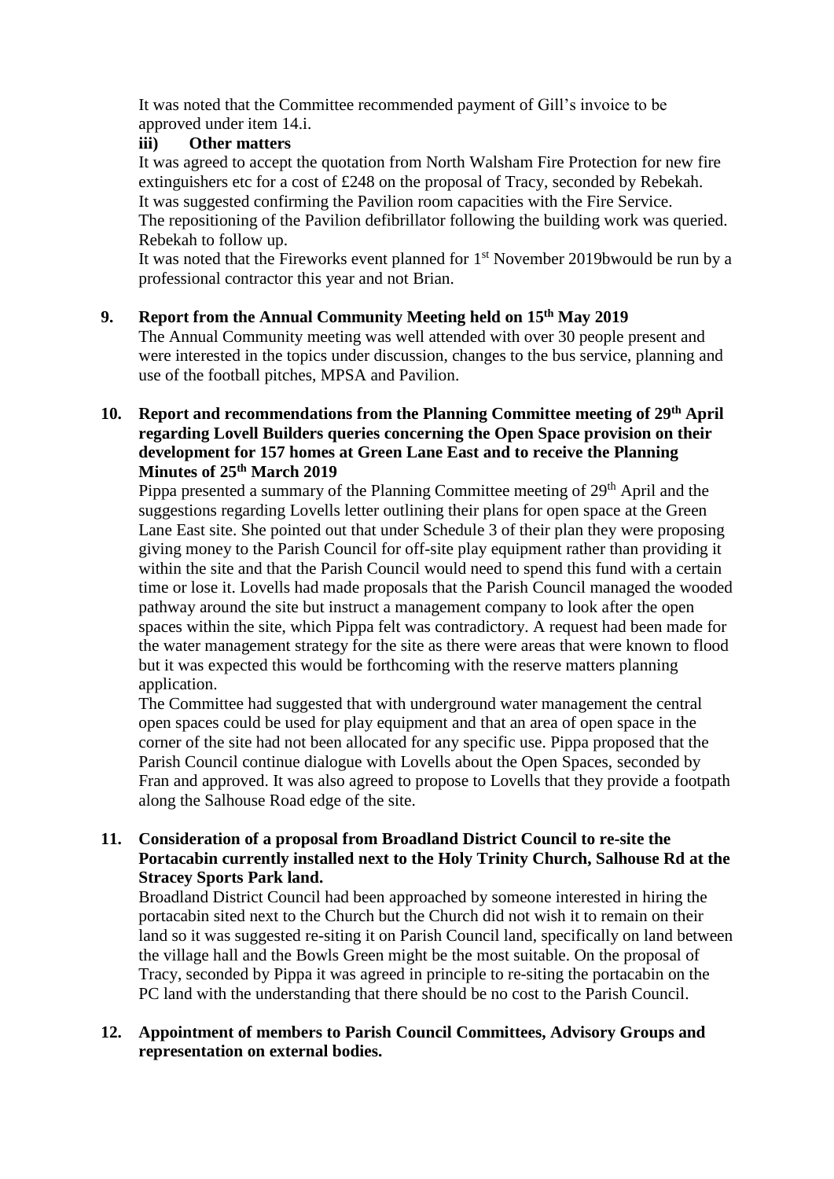It was noted that the Committee recommended payment of Gill's invoice to be approved under item 14.i.

**iii) Other matters**

It was agreed to accept the quotation from North Walsham Fire Protection for new fire extinguishers etc for a cost of £248 on the proposal of Tracy, seconded by Rebekah.
It was suggested confirming the Pavilion room capacities with the Fire Service.
The repositioning of the Pavilion defibrillator following the building work was queried. Rebekah to follow up.
It was noted that the Fireworks event planned for 1st November 2019bwould be run by a professional contractor this year and not Brian.

**9. Report from the Annual Community Meeting held on 15th May 2019**

The Annual Community meeting was well attended with over 30 people present and were interested in the topics under discussion, changes to the bus service, planning and use of the football pitches, MPSA and Pavilion.

**10. Report and recommendations from the Planning Committee meeting of 29th April regarding Lovell Builders queries concerning the Open Space provision on their development for 157 homes at Green Lane East and to receive the Planning Minutes of 25th March 2019**

Pippa presented a summary of the Planning Committee meeting of 29th April and the suggestions regarding Lovells letter outlining their plans for open space at the Green Lane East site. She pointed out that under Schedule 3 of their plan they were proposing giving money to the Parish Council for off-site play equipment rather than providing it within the site and that the Parish Council would need to spend this fund with a certain time or lose it. Lovells had made proposals that the Parish Council managed the wooded pathway around the site but instruct a management company to look after the open spaces within the site, which Pippa felt was contradictory. A request had been made for the water management strategy for the site as there were areas that were known to flood but it was expected this would be forthcoming with the reserve matters planning application.

The Committee had suggested that with underground water management the central open spaces could be used for play equipment and that an area of open space in the corner of the site had not been allocated for any specific use. Pippa proposed that the Parish Council continue dialogue with Lovells about the Open Spaces, seconded by Fran and approved. It was also agreed to propose to Lovells that they provide a footpath along the Salhouse Road edge of the site.

**11. Consideration of a proposal from Broadland District Council to re-site the Portacabin currently installed next to the Holy Trinity Church, Salhouse Rd at the Stracey Sports Park land.**

Broadland District Council had been approached by someone interested in hiring the portacabin sited next to the Church but the Church did not wish it to remain on their land so it was suggested re-siting it on Parish Council land, specifically on land between the village hall and the Bowls Green might be the most suitable. On the proposal of Tracy, seconded by Pippa it was agreed in principle to re-siting the portacabin on the PC land with the understanding that there should be no cost to the Parish Council.

**12. Appointment of members to Parish Council Committees, Advisory Groups and representation on external bodies.**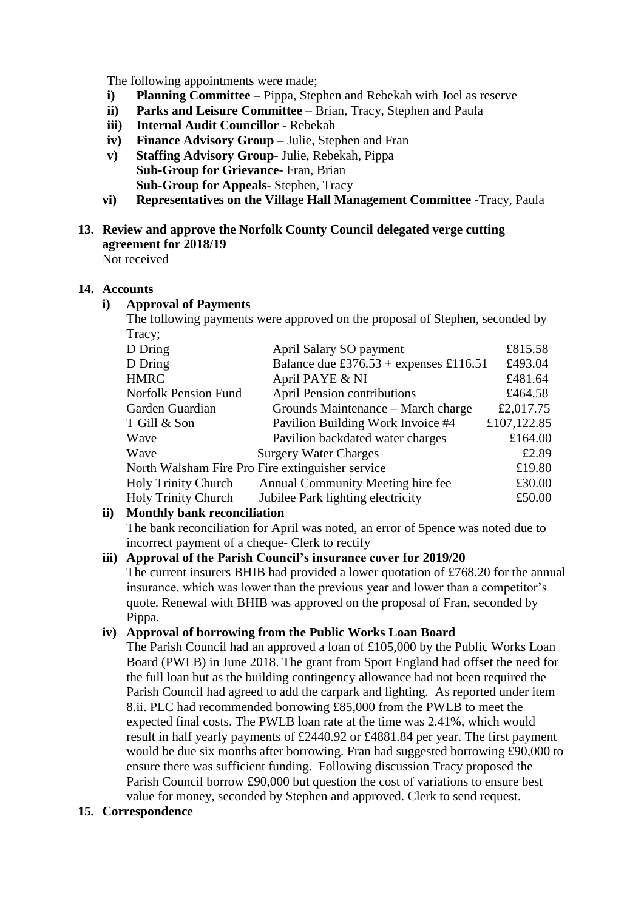The following appointments were made;

- **i) Planning Committee –** Pippa, Stephen and Rebekah with Joel as reserve
- **ii) Parks and Leisure Committee –** Brian, Tracy, Stephen and Paula
- **iii) Internal Audit Councillor -** Rebekah
- **iv) Finance Advisory Group –** Julie, Stephen and Fran
- **v) Staffing Advisory Group-** Julie, Rebekah, Pippa
  **Sub-Group for Grievance**- Fran, Brian
  **Sub-Group for Appeals**- Stephen, Tracy
- **vi) Representatives on the Village Hall Management Committee -**Tracy, Paula

**13. Review and approve the Norfolk County Council delegated verge cutting agreement for 2018/19**

Not received

**14. Accounts**

**i) Approval of Payments**

The following payments were approved on the proposal of Stephen, seconded by Tracy;

| | | |
|---|---|---|
| D Dring | April Salary SO payment | £815.58 |
| D Dring | Balance due £376.53 + expenses £116.51 | £493.04 |
| HMRC | April PAYE & NI | £481.64 |
| Norfolk Pension Fund | April Pension contributions | £464.58 |
| Garden Guardian | Grounds Maintenance – March charge | £2,017.75 |
| T Gill & Son | Pavilion Building Work Invoice #4 | £107,122.85 |
| Wave | Pavilion backdated water charges | £164.00 |
| Wave | Surgery Water Charges | £2.89 |
| North Walsham Fire Pro | Fire extinguisher service | £19.80 |
| Holy Trinity Church | Annual Community Meeting hire fee | £30.00 |
| Holy Trinity Church | Jubilee Park lighting electricity | £50.00 |

**ii) Monthly bank reconciliation**

The bank reconciliation for April was noted, an error of 5pence was noted due to incorrect payment of a cheque- Clerk to rectify

**iii) Approval of the Parish Council's insurance cover for 2019/20**

The current insurers BHIB had provided a lower quotation of £768.20 for the annual insurance, which was lower than the previous year and lower than a competitor's quote. Renewal with BHIB was approved on the proposal of Fran, seconded by Pippa.

**iv) Approval of borrowing from the Public Works Loan Board**

The Parish Council had an approved a loan of £105,000 by the Public Works Loan Board (PWLB) in June 2018. The grant from Sport England had offset the need for the full loan but as the building contingency allowance had not been required the Parish Council had agreed to add the carpark and lighting. As reported under item 8.ii. PLC had recommended borrowing £85,000 from the PWLB to meet the expected final costs. The PWLB loan rate at the time was 2.41%, which would result in half yearly payments of £2440.92 or £4881.84 per year. The first payment would be due six months after borrowing. Fran had suggested borrowing £90,000 to ensure there was sufficient funding. Following discussion Tracy proposed the Parish Council borrow £90,000 but question the cost of variations to ensure best value for money, seconded by Stephen and approved. Clerk to send request.

**15. Correspondence**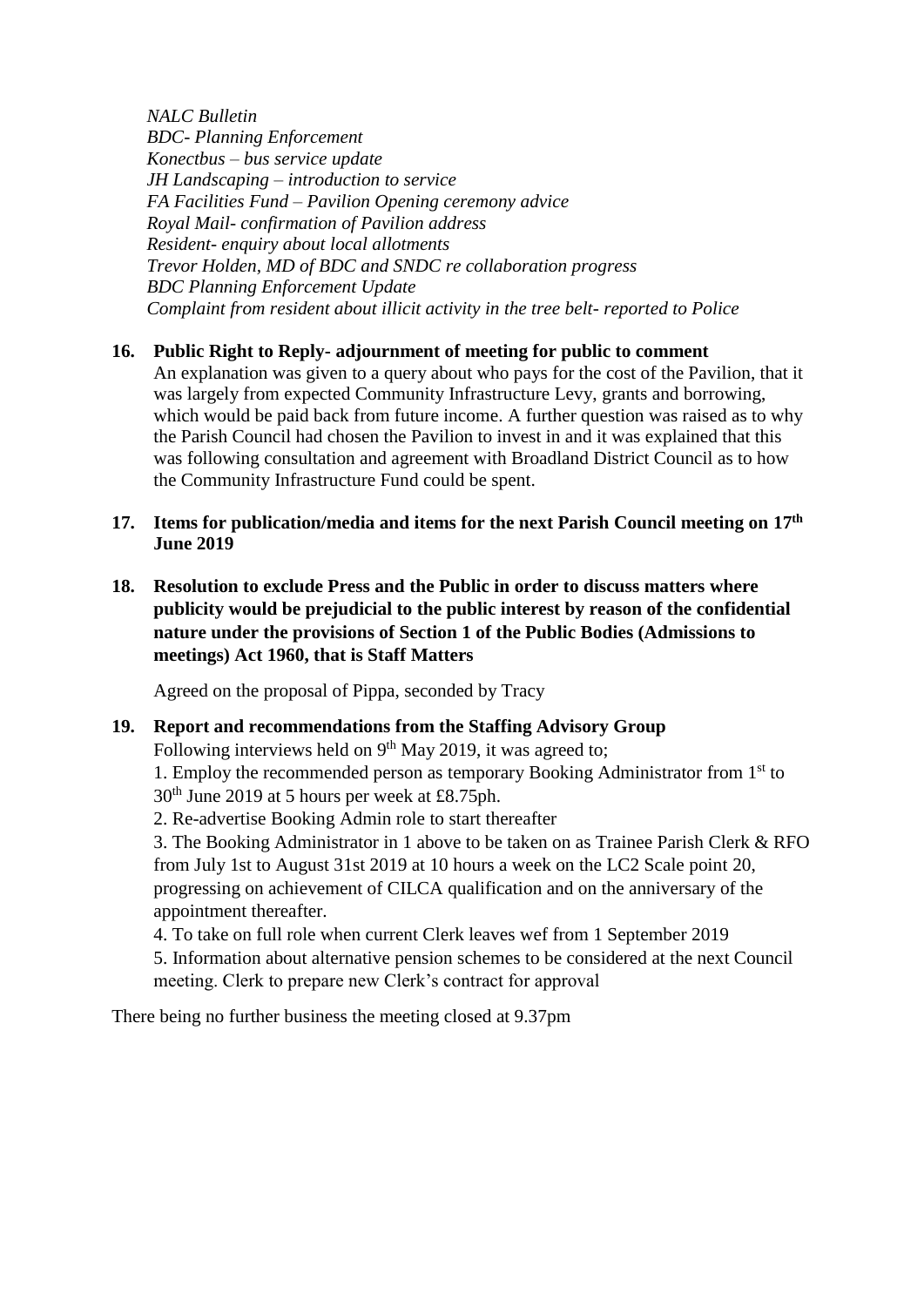*NALC Bulletin*
*BDC- Planning Enforcement*
*Konectbus – bus service update*
*JH Landscaping – introduction to service*
*FA Facilities Fund – Pavilion Opening ceremony advice*
*Royal Mail- confirmation of Pavilion address*
*Resident- enquiry about local allotments*
*Trevor Holden, MD of BDC and SNDC re collaboration progress*
*BDC Planning Enforcement Update*
*Complaint from resident about illicit activity in the tree belt- reported to Police*

**16. Public Right to Reply- adjournment of meeting for public to comment**

An explanation was given to a query about who pays for the cost of the Pavilion, that it was largely from expected Community Infrastructure Levy, grants and borrowing, which would be paid back from future income. A further question was raised as to why the Parish Council had chosen the Pavilion to invest in and it was explained that this was following consultation and agreement with Broadland District Council as to how the Community Infrastructure Fund could be spent.

**17. Items for publication/media and items for the next Parish Council meeting on 17th June 2019**

**18. Resolution to exclude Press and the Public in order to discuss matters where publicity would be prejudicial to the public interest by reason of the confidential nature under the provisions of Section 1 of the Public Bodies (Admissions to meetings) Act 1960, that is Staff Matters**

Agreed on the proposal of Pippa, seconded by Tracy

**19. Report and recommendations from the Staffing Advisory Group**

Following interviews held on 9th May 2019, it was agreed to;

1. Employ the recommended person as temporary Booking Administrator from 1st to 30th June 2019 at 5 hours per week at £8.75ph.
2. Re-advertise Booking Admin role to start thereafter
3. The Booking Administrator in 1 above to be taken on as Trainee Parish Clerk & RFO from July 1st to August 31st 2019 at 10 hours a week on the LC2 Scale point 20, progressing on achievement of CILCA qualification and on the anniversary of the appointment thereafter.
4. To take on full role when current Clerk leaves wef from 1 September 2019
5. Information about alternative pension schemes to be considered at the next Council meeting. Clerk to prepare new Clerk's contract for approval

There being no further business the meeting closed at 9.37pm